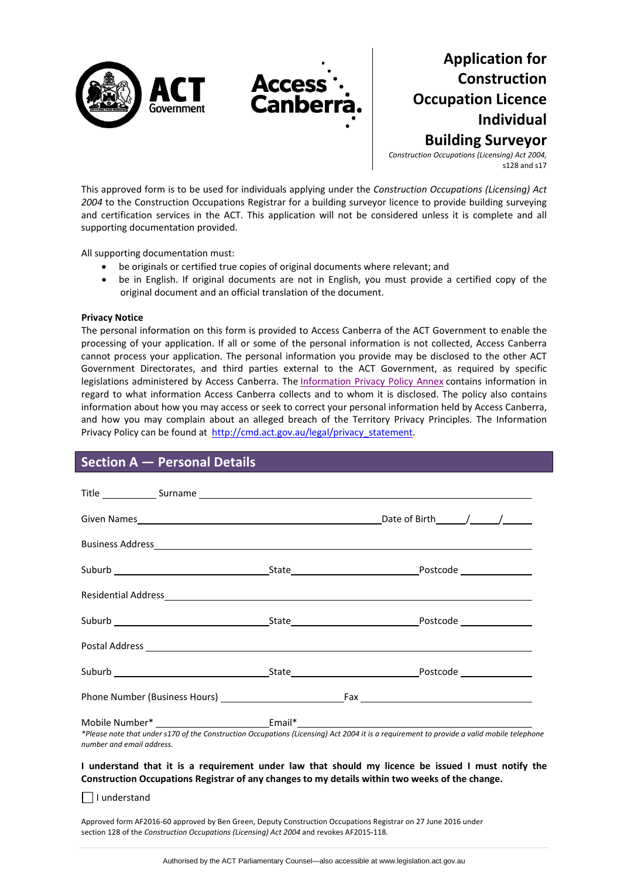# Application for Construction Occupation Licence Individual Building Surveyor

*Construction Occupations (Licensing) Act 2004,* s128 and s17

This approved form is to be used for individuals applying under the *Construction Occupations (Licensing) Act 2004* to the Construction Occupations Registrar for a building surveyor licence to provide building surveying and certification services in the ACT. This application will not be considered unless it is complete and all supporting documentation provided.

All supporting documentation must:

- be originals or certified true copies of original documents where relevant; and
- be in English. If original documents are not in English, you must provide a certified copy of the original document and an official translation of the document.

**Privacy Notice**

The personal information on this form is provided to Access Canberra of the ACT Government to enable the processing of your application. If all or some of the personal information is not collected, Access Canberra cannot process your application. The personal information you provide may be disclosed to the other ACT Government Directorates, and third parties external to the ACT Government, as required by specific legislations administered by Access Canberra. The Information Privacy Policy Annex contains information in regard to what information Access Canberra collects and to whom it is disclosed. The policy also contains information about how you may access or seek to correct your personal information held by Access Canberra, and how you may complain about an alleged breach of the Territory Privacy Principles. The Information Privacy Policy can be found at http://cmd.act.gov.au/legal/privacy_statement.

## Section A — Personal Details

Title __________ Surname ______________________________

Given Names ______________________________ Date of Birth ____/____/____

Business Address ______________________________

Suburb ______________ State ______________ Postcode __________

Residential Address ______________________________

Suburb ______________ State ______________ Postcode __________

Postal Address ______________________________

Suburb ______________ State ______________ Postcode __________

Phone Number (Business Hours) ______________ Fax ______________

Mobile Number* ______________ Email* ______________

*\*Please note that under s170 of the Construction Occupations (Licensing) Act 2004 it is a requirement to provide a valid mobile telephone number and email address.*

**I understand that it is a requirement under law that should my licence be issued I must notify the Construction Occupations Registrar of any changes to my details within two weeks of the change.**

☐ I understand

Approved form AF2016-60 approved by Ben Green, Deputy Construction Occupations Registrar on 27 June 2016 under section 128 of the *Construction Occupations (Licensing) Act 2004* and revokes AF2015-118.

Authorised by the ACT Parliamentary Counsel—also accessible at www.legislation.act.gov.au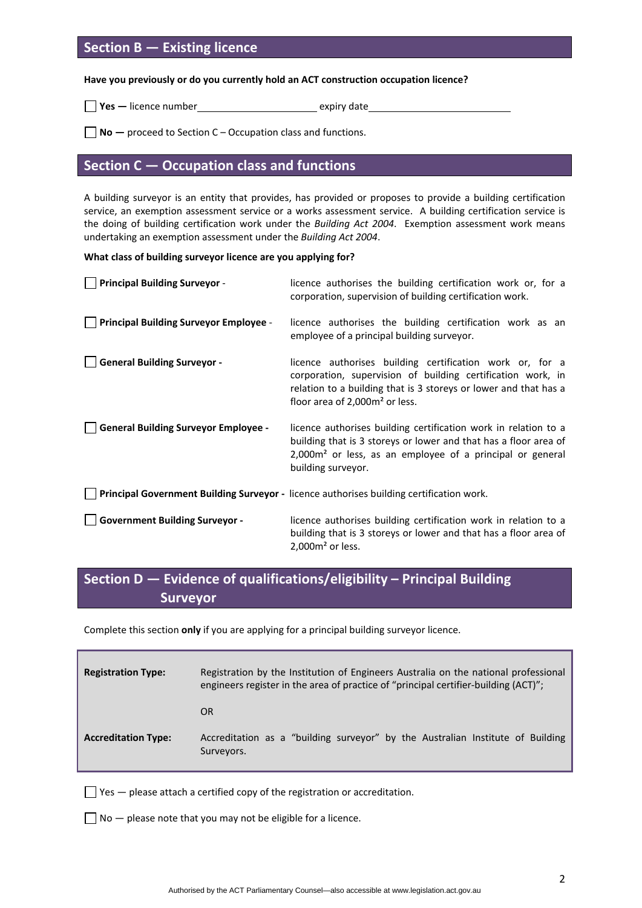## Section B — Existing licence

**Have you previously or do you currently hold an ACT construction occupation licence?**

☐ **Yes —** licence number\_\_\_\_\_\_\_\_\_\_\_\_\_\_\_\_\_\_\_\_ expiry date\_\_\_\_\_\_\_\_\_\_\_\_\_\_\_\_\_\_\_\_\_\_

☐ **No —** proceed to Section C – Occupation class and functions.

## Section C — Occupation class and functions

A building surveyor is an entity that provides, has provided or proposes to provide a building certification service, an exemption assessment service or a works assessment service. A building certification service is the doing of building certification work under the *Building Act 2004*. Exemption assessment work means undertaking an exemption assessment under the *Building Act 2004*.

**What class of building surveyor licence are you applying for?**

☐ **Principal Building Surveyor** - licence authorises the building certification work or, for a corporation, supervision of building certification work.

☐ **Principal Building Surveyor Employee** - licence authorises the building certification work as an employee of a principal building surveyor.

☐ **General Building Surveyor -** licence authorises building certification work or, for a corporation, supervision of building certification work, in relation to a building that is 3 storeys or lower and that has a floor area of 2,000m² or less.

☐ **General Building Surveyor Employee -** licence authorises building certification work in relation to a building that is 3 storeys or lower and that has a floor area of 2,000m² or less, as an employee of a principal or general building surveyor.

☐ **Principal Government Building Surveyor -** licence authorises building certification work.

☐ **Government Building Surveyor -** licence authorises building certification work in relation to a building that is 3 storeys or lower and that has a floor area of 2,000m² or less.

## Section D — Evidence of qualifications/eligibility – Principal Building Surveyor

Complete this section **only** if you are applying for a principal building surveyor licence.

| | |
|---|---|
| **Registration Type:** | Registration by the Institution of Engineers Australia on the national professional engineers register in the area of practice of "principal certifier-building (ACT)"; |
| | OR |
| **Accreditation Type:** | Accreditation as a "building surveyor" by the Australian Institute of Building Surveyors. |

☐ Yes — please attach a certified copy of the registration or accreditation.

☐ No — please note that you may not be eligible for a licence.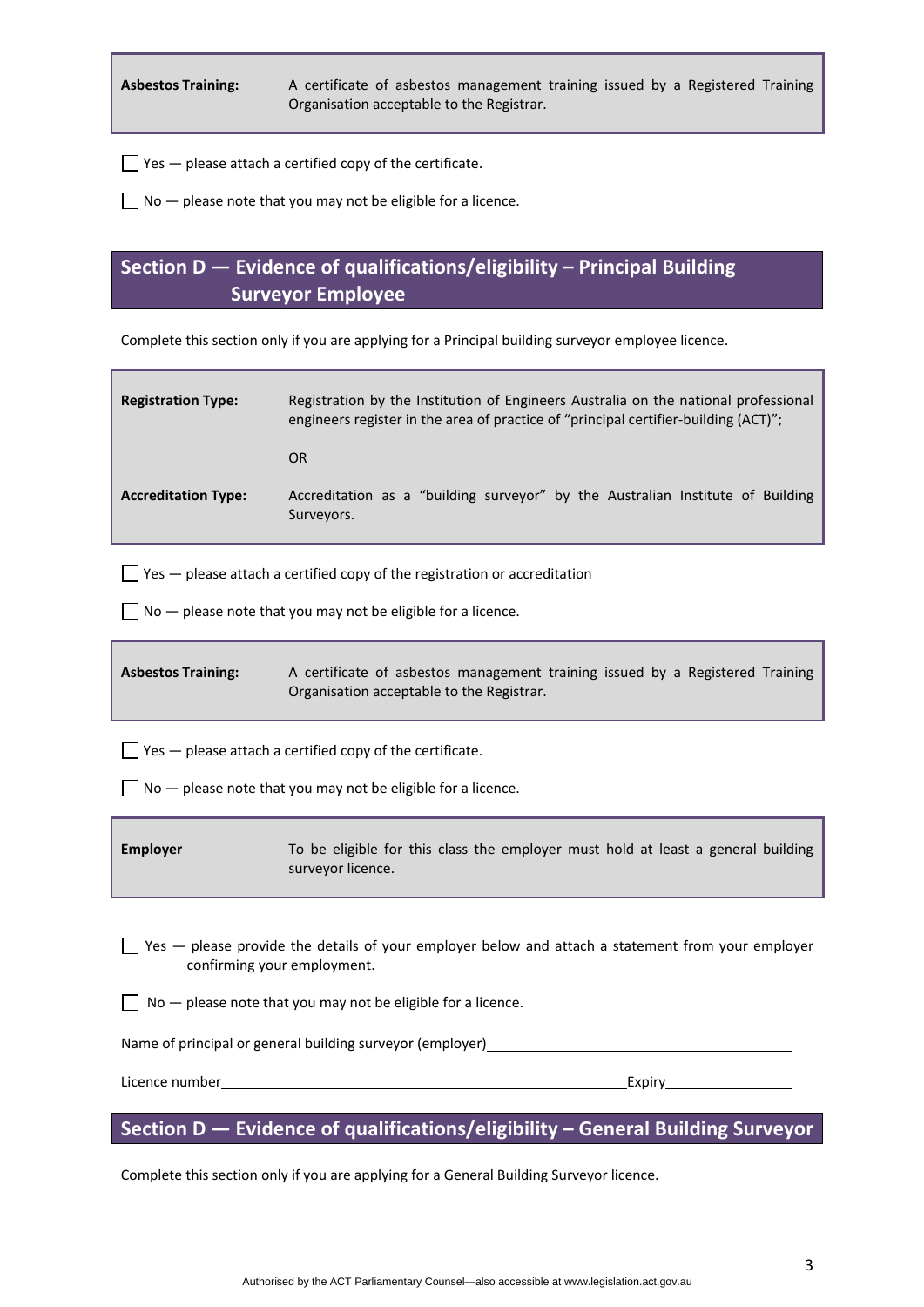| | |
|---|---|
| **Asbestos Training:** | A certificate of asbestos management training issued by a Registered Training Organisation acceptable to the Registrar. |

☐ Yes — please attach a certified copy of the certificate.

☐ No — please note that you may not be eligible for a licence.

## Section D — Evidence of qualifications/eligibility – Principal Building Surveyor Employee

Complete this section only if you are applying for a Principal building surveyor employee licence.

| | |
|---|---|
| **Registration Type:** | Registration by the Institution of Engineers Australia on the national professional engineers register in the area of practice of "principal certifier-building (ACT)"; |
| | OR |
| **Accreditation Type:** | Accreditation as a "building surveyor" by the Australian Institute of Building Surveyors. |

☐ Yes — please attach a certified copy of the registration or accreditation

☐ No — please note that you may not be eligible for a licence.

| | |
|---|---|
| **Asbestos Training:** | A certificate of asbestos management training issued by a Registered Training Organisation acceptable to the Registrar. |

☐ Yes — please attach a certified copy of the certificate.

☐ No — please note that you may not be eligible for a licence.

| | |
|---|---|
| **Employer** | To be eligible for this class the employer must hold at least a general building surveyor licence. |

☐ Yes — please provide the details of your employer below and attach a statement from your employer confirming your employment.

☐ No — please note that you may not be eligible for a licence.

Name of principal or general building surveyor (employer)\_\_\_\_\_\_\_\_\_\_\_\_\_\_\_\_\_\_\_\_\_\_\_\_\_\_\_\_\_\_\_\_\_\_\_\_

Licence number\_\_\_\_\_\_\_\_\_\_\_\_\_\_\_\_\_\_\_\_\_\_\_\_\_\_\_\_\_\_\_\_\_\_\_\_\_\_\_\_\_\_\_\_Expiry\_\_\_\_\_\_\_\_\_\_\_\_\_\_\_\_

## Section D — Evidence of qualifications/eligibility – General Building Surveyor

Complete this section only if you are applying for a General Building Surveyor licence.

Authorised by the ACT Parliamentary Counsel—also accessible at www.legislation.act.gov.au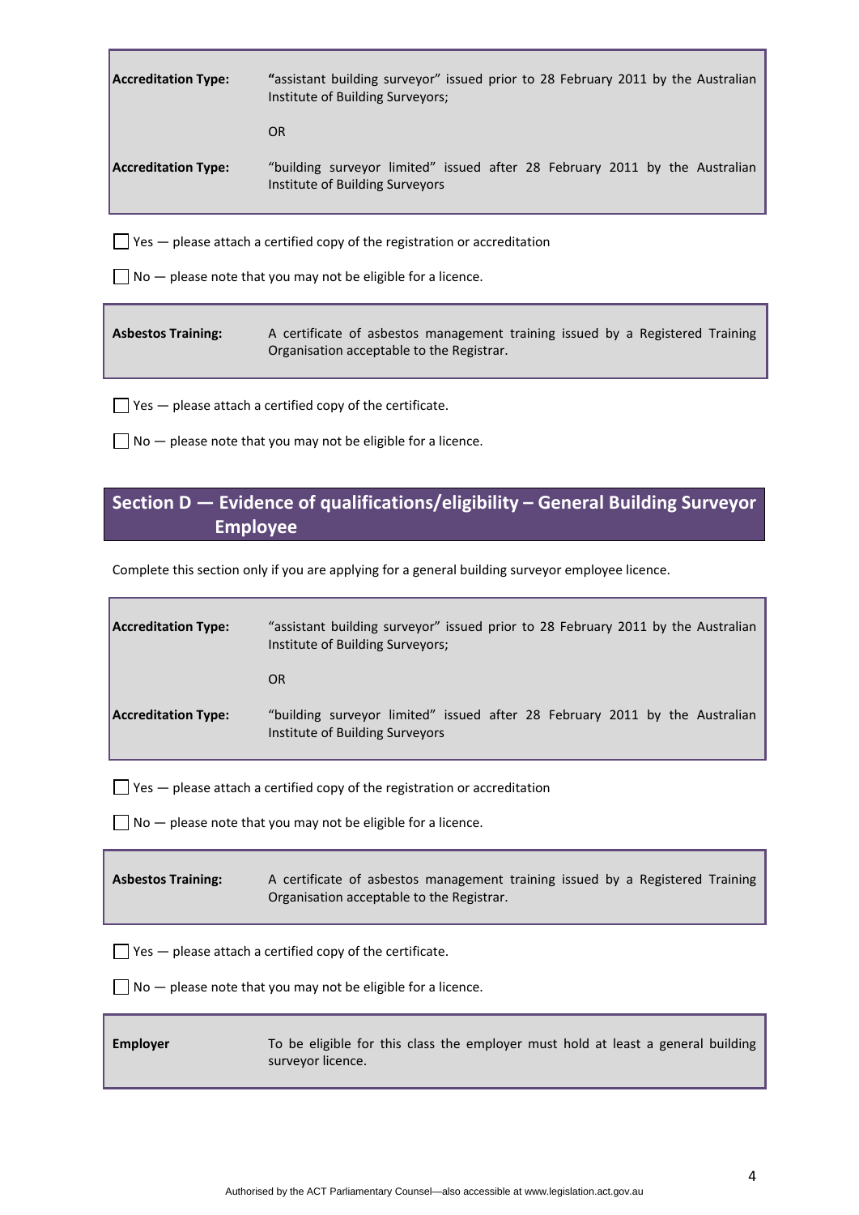| | |
|---|---|
| **Accreditation Type:** | "assistant building surveyor" issued prior to 28 February 2011 by the Australian Institute of Building Surveyors; |
| | OR |
| **Accreditation Type:** | "building surveyor limited" issued after 28 February 2011 by the Australian Institute of Building Surveyors |

☐ Yes — please attach a certified copy of the registration or accreditation

☐ No — please note that you may not be eligible for a licence.

| | |
|---|---|
| **Asbestos Training:** | A certificate of asbestos management training issued by a Registered Training Organisation acceptable to the Registrar. |

☐ Yes — please attach a certified copy of the certificate.

☐ No — please note that you may not be eligible for a licence.

## Section D — Evidence of qualifications/eligibility – General Building Surveyor Employee

Complete this section only if you are applying for a general building surveyor employee licence.

| | |
|---|---|
| **Accreditation Type:** | "assistant building surveyor" issued prior to 28 February 2011 by the Australian Institute of Building Surveyors; |
| | OR |
| **Accreditation Type:** | "building surveyor limited" issued after 28 February 2011 by the Australian Institute of Building Surveyors |

☐ Yes — please attach a certified copy of the registration or accreditation

☐ No — please note that you may not be eligible for a licence.

| | |
|---|---|
| **Asbestos Training:** | A certificate of asbestos management training issued by a Registered Training Organisation acceptable to the Registrar. |

☐ Yes — please attach a certified copy of the certificate.

☐ No — please note that you may not be eligible for a licence.

| | |
|---|---|
| **Employer** | To be eligible for this class the employer must hold at least a general building surveyor licence. |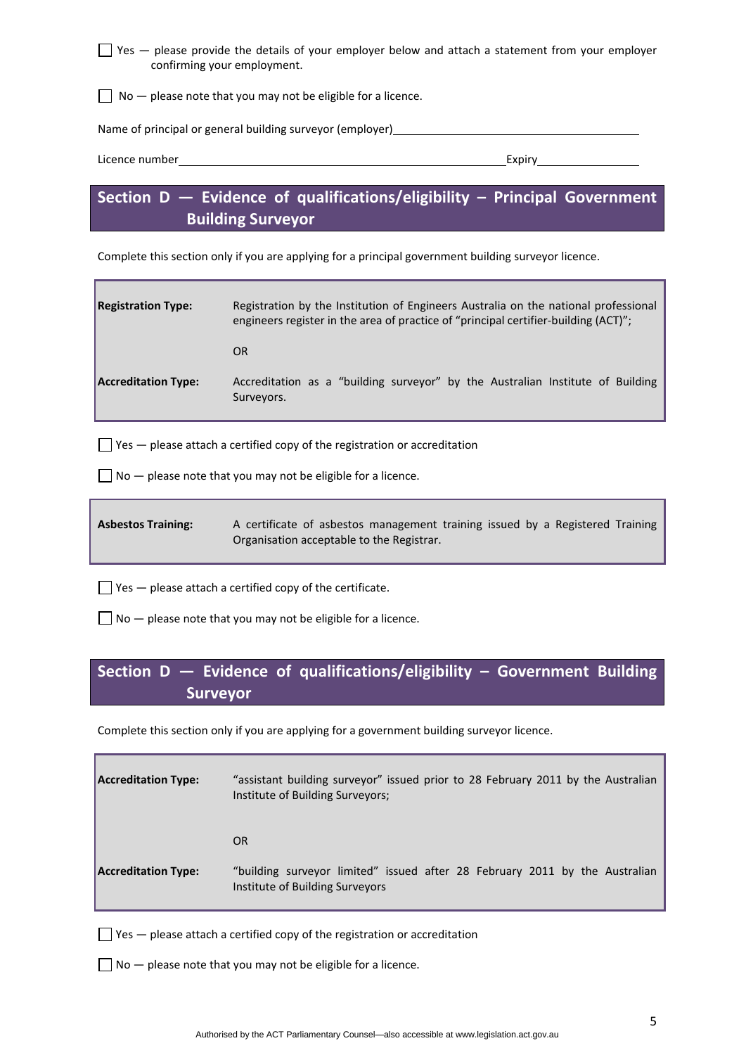☐ Yes — please provide the details of your employer below and attach a statement from your employer confirming your employment.

☐ No — please note that you may not be eligible for a licence.

Name of principal or general building surveyor (employer)\_\_\_\_\_\_\_\_\_\_\_\_\_\_\_\_\_\_\_\_\_\_\_\_\_\_\_\_\_\_\_\_\_\_\_\_\_\_\_\_

Licence number\_\_\_\_\_\_\_\_\_\_\_\_\_\_\_\_\_\_\_\_\_\_\_\_\_\_\_\_\_\_\_\_\_\_\_\_\_\_\_\_\_\_\_\_\_\_\_\_\_\_\_\_ Expiry\_\_\_\_\_\_\_\_\_\_\_\_\_\_\_\_\_\_

## Section D — Evidence of qualifications/eligibility – Principal Government Building Surveyor

Complete this section only if you are applying for a principal government building surveyor licence.

| | |
|---|---|
| **Registration Type:** | Registration by the Institution of Engineers Australia on the national professional engineers register in the area of practice of "principal certifier-building (ACT)"; |
| | OR |
| **Accreditation Type:** | Accreditation as a "building surveyor" by the Australian Institute of Building Surveyors. |

☐ Yes — please attach a certified copy of the registration or accreditation

☐ No — please note that you may not be eligible for a licence.

| | |
|---|---|
| **Asbestos Training:** | A certificate of asbestos management training issued by a Registered Training Organisation acceptable to the Registrar. |

☐ Yes — please attach a certified copy of the certificate.

☐ No — please note that you may not be eligible for a licence.

## Section D — Evidence of qualifications/eligibility – Government Building Surveyor

Complete this section only if you are applying for a government building surveyor licence.

| | |
|---|---|
| **Accreditation Type:** | "assistant building surveyor" issued prior to 28 February 2011 by the Australian Institute of Building Surveyors; |
| | OR |
| **Accreditation Type:** | "building surveyor limited" issued after 28 February 2011 by the Australian Institute of Building Surveyors |

☐ Yes — please attach a certified copy of the registration or accreditation

☐ No — please note that you may not be eligible for a licence.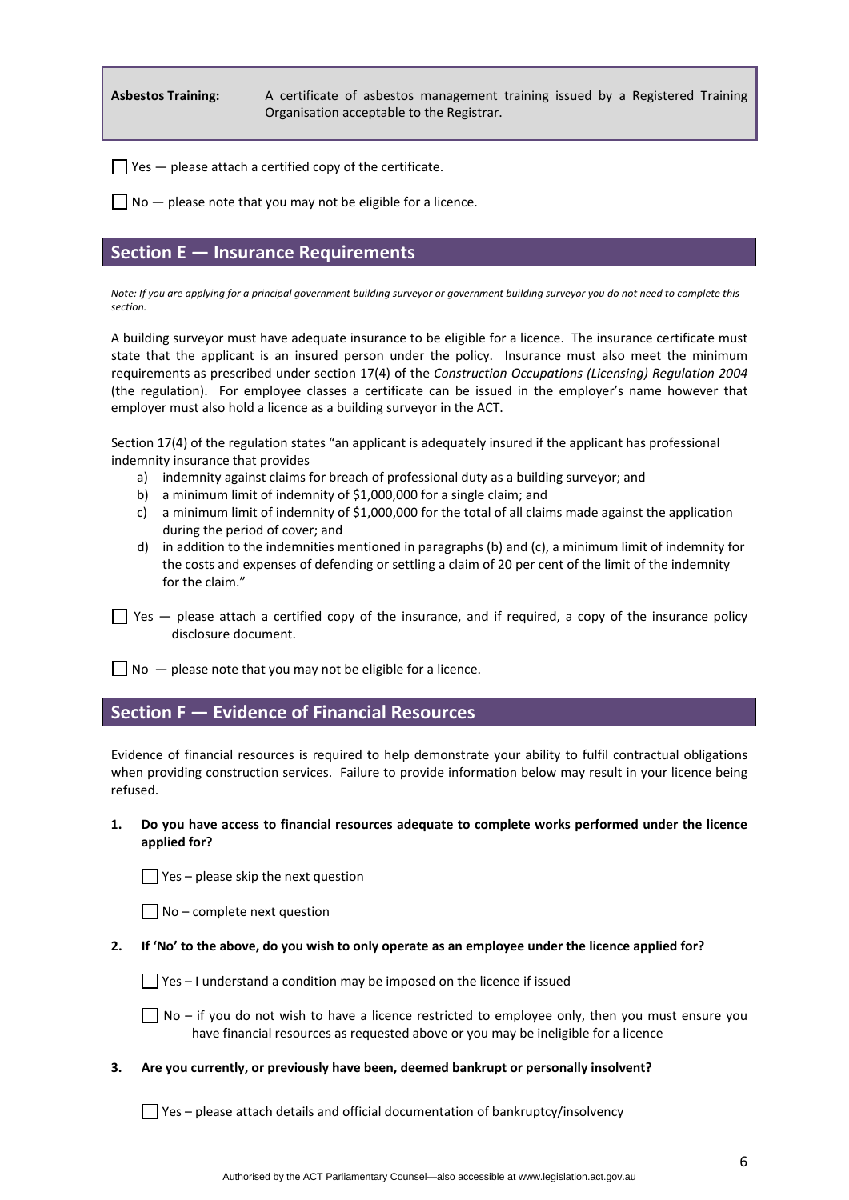| **Asbestos Training:** | A certificate of asbestos management training issued by a Registered Training Organisation acceptable to the Registrar. |
|---|---|

☐ Yes — please attach a certified copy of the certificate.

☐ No — please note that you may not be eligible for a licence.

## Section E — Insurance Requirements

*Note: If you are applying for a principal government building surveyor or government building surveyor you do not need to complete this section.*

A building surveyor must have adequate insurance to be eligible for a licence. The insurance certificate must state that the applicant is an insured person under the policy. Insurance must also meet the minimum requirements as prescribed under section 17(4) of the *Construction Occupations (Licensing) Regulation 2004* (the regulation). For employee classes a certificate can be issued in the employer's name however that employer must also hold a licence as a building surveyor in the ACT.

Section 17(4) of the regulation states "an applicant is adequately insured if the applicant has professional indemnity insurance that provides

a) indemnity against claims for breach of professional duty as a building surveyor; and
b) a minimum limit of indemnity of $1,000,000 for a single claim; and
c) a minimum limit of indemnity of $1,000,000 for the total of all claims made against the application during the period of cover; and
d) in addition to the indemnities mentioned in paragraphs (b) and (c), a minimum limit of indemnity for the costs and expenses of defending or settling a claim of 20 per cent of the limit of the indemnity for the claim."

☐ Yes — please attach a certified copy of the insurance, and if required, a copy of the insurance policy disclosure document.

☐ No — please note that you may not be eligible for a licence.

## Section F — Evidence of Financial Resources

Evidence of financial resources is required to help demonstrate your ability to fulfil contractual obligations when providing construction services. Failure to provide information below may result in your licence being refused.

**1. Do you have access to financial resources adequate to complete works performed under the licence applied for?**

☐ Yes – please skip the next question

☐ No – complete next question

**2. If 'No' to the above, do you wish to only operate as an employee under the licence applied for?**

☐ Yes – I understand a condition may be imposed on the licence if issued

☐ No – if you do not wish to have a licence restricted to employee only, then you must ensure you have financial resources as requested above or you may be ineligible for a licence

**3. Are you currently, or previously have been, deemed bankrupt or personally insolvent?**

☐ Yes – please attach details and official documentation of bankruptcy/insolvency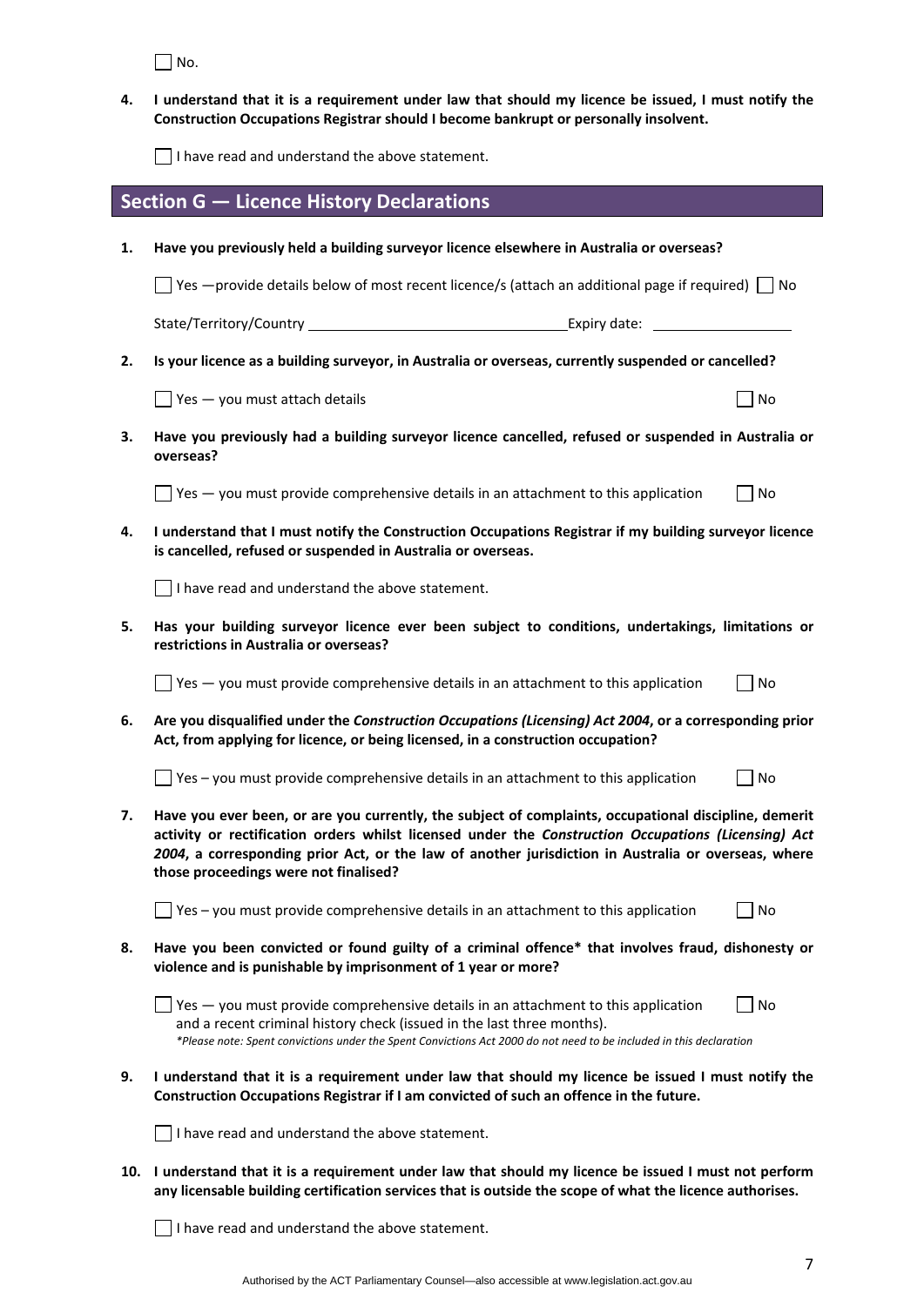☐ No.

4. **I understand that it is a requirement under law that should my licence be issued, I must notify the Construction Occupations Registrar should I become bankrupt or personally insolvent.**

   ☐ I have read and understand the above statement.

## Section G — Licence History Declarations

1. **Have you previously held a building surveyor licence elsewhere in Australia or overseas?**

   ☐ Yes —provide details below of most recent licence/s (attach an additional page if required) ☐ No

   State/Territory/Country ______________________________ Expiry date: ________________

2. **Is your licence as a building surveyor, in Australia or overseas, currently suspended or cancelled?**

   ☐ Yes — you must attach details ☐ No

3. **Have you previously had a building surveyor licence cancelled, refused or suspended in Australia or overseas?**

   ☐ Yes — you must provide comprehensive details in an attachment to this application ☐ No

4. **I understand that I must notify the Construction Occupations Registrar if my building surveyor licence is cancelled, refused or suspended in Australia or overseas.**

   ☐ I have read and understand the above statement.

5. **Has your building surveyor licence ever been subject to conditions, undertakings, limitations or restrictions in Australia or overseas?**

   ☐ Yes — you must provide comprehensive details in an attachment to this application ☐ No

6. **Are you disqualified under the *Construction Occupations (Licensing) Act 2004*, or a corresponding prior Act, from applying for licence, or being licensed, in a construction occupation?**

   ☐ Yes – you must provide comprehensive details in an attachment to this application ☐ No

7. **Have you ever been, or are you currently, the subject of complaints, occupational discipline, demerit activity or rectification orders whilst licensed under the *Construction Occupations (Licensing) Act 2004*, a corresponding prior Act, or the law of another jurisdiction in Australia or overseas, where those proceedings were not finalised?**

   ☐ Yes – you must provide comprehensive details in an attachment to this application ☐ No

8. **Have you been convicted or found guilty of a criminal offence\* that involves fraud, dishonesty or violence and is punishable by imprisonment of 1 year or more?**

   ☐ Yes — you must provide comprehensive details in an attachment to this application and a recent criminal history check (issued in the last three months). ☐ No

   *\*Please note: Spent convictions under the Spent Convictions Act 2000 do not need to be included in this declaration*

9. **I understand that it is a requirement under law that should my licence be issued I must notify the Construction Occupations Registrar if I am convicted of such an offence in the future.**

   ☐ I have read and understand the above statement.

10. **I understand that it is a requirement under law that should my licence be issued I must not perform any licensable building certification services that is outside the scope of what the licence authorises.**

    ☐ I have read and understand the above statement.

Authorised by the ACT Parliamentary Counsel—also accessible at www.legislation.act.gov.au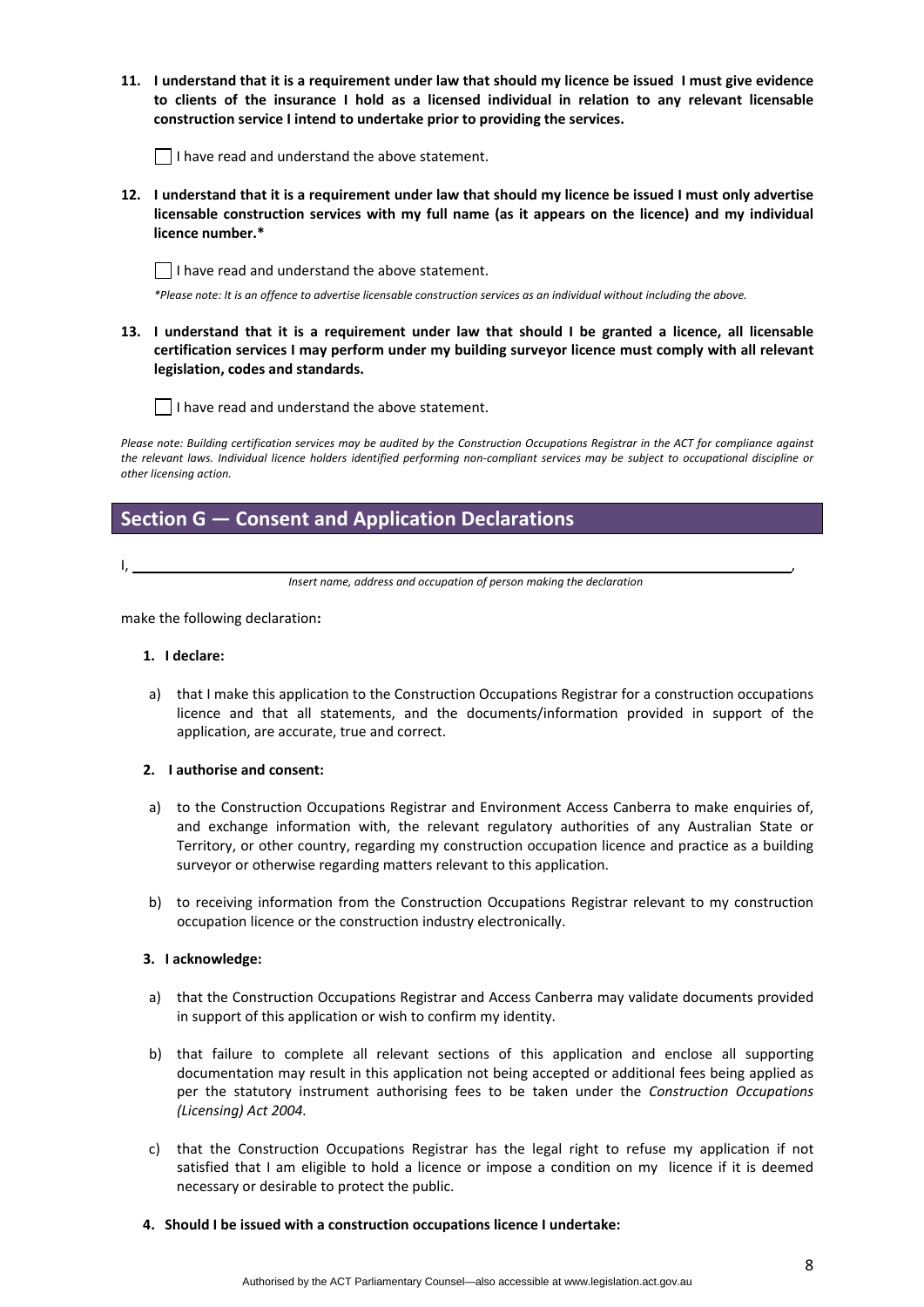**11. I understand that it is a requirement under law that should my licence be issued I must give evidence to clients of the insurance I hold as a licensed individual in relation to any relevant licensable construction service I intend to undertake prior to providing the services.**

☐ I have read and understand the above statement.

**12. I understand that it is a requirement under law that should my licence be issued I must only advertise licensable construction services with my full name (as it appears on the licence) and my individual licence number.***

☐ I have read and understand the above statement.

*\*Please note: It is an offence to advertise licensable construction services as an individual without including the above.*

**13. I understand that it is a requirement under law that should I be granted a licence, all licensable certification services I may perform under my building surveyor licence must comply with all relevant legislation, codes and standards.**

☐ I have read and understand the above statement.

*Please note: Building certification services may be audited by the Construction Occupations Registrar in the ACT for compliance against the relevant laws. Individual licence holders identified performing non-compliant services may be subject to occupational discipline or other licensing action.*

## Section G — Consent and Application Declarations

I, ______________________________________________________________,

*Insert name, address and occupation of person making the declaration*

make the following declaration**:**

**1. I declare:**

a) that I make this application to the Construction Occupations Registrar for a construction occupations licence and that all statements, and the documents/information provided in support of the application, are accurate, true and correct.

**2. I authorise and consent:**

a) to the Construction Occupations Registrar and Environment Access Canberra to make enquiries of, and exchange information with, the relevant regulatory authorities of any Australian State or Territory, or other country, regarding my construction occupation licence and practice as a building surveyor or otherwise regarding matters relevant to this application.

b) to receiving information from the Construction Occupations Registrar relevant to my construction occupation licence or the construction industry electronically.

**3. I acknowledge:**

a) that the Construction Occupations Registrar and Access Canberra may validate documents provided in support of this application or wish to confirm my identity.

b) that failure to complete all relevant sections of this application and enclose all supporting documentation may result in this application not being accepted or additional fees being applied as per the statutory instrument authorising fees to be taken under the *Construction Occupations (Licensing) Act 2004.*

c) that the Construction Occupations Registrar has the legal right to refuse my application if not satisfied that I am eligible to hold a licence or impose a condition on my licence if it is deemed necessary or desirable to protect the public.

**4. Should I be issued with a construction occupations licence I undertake:**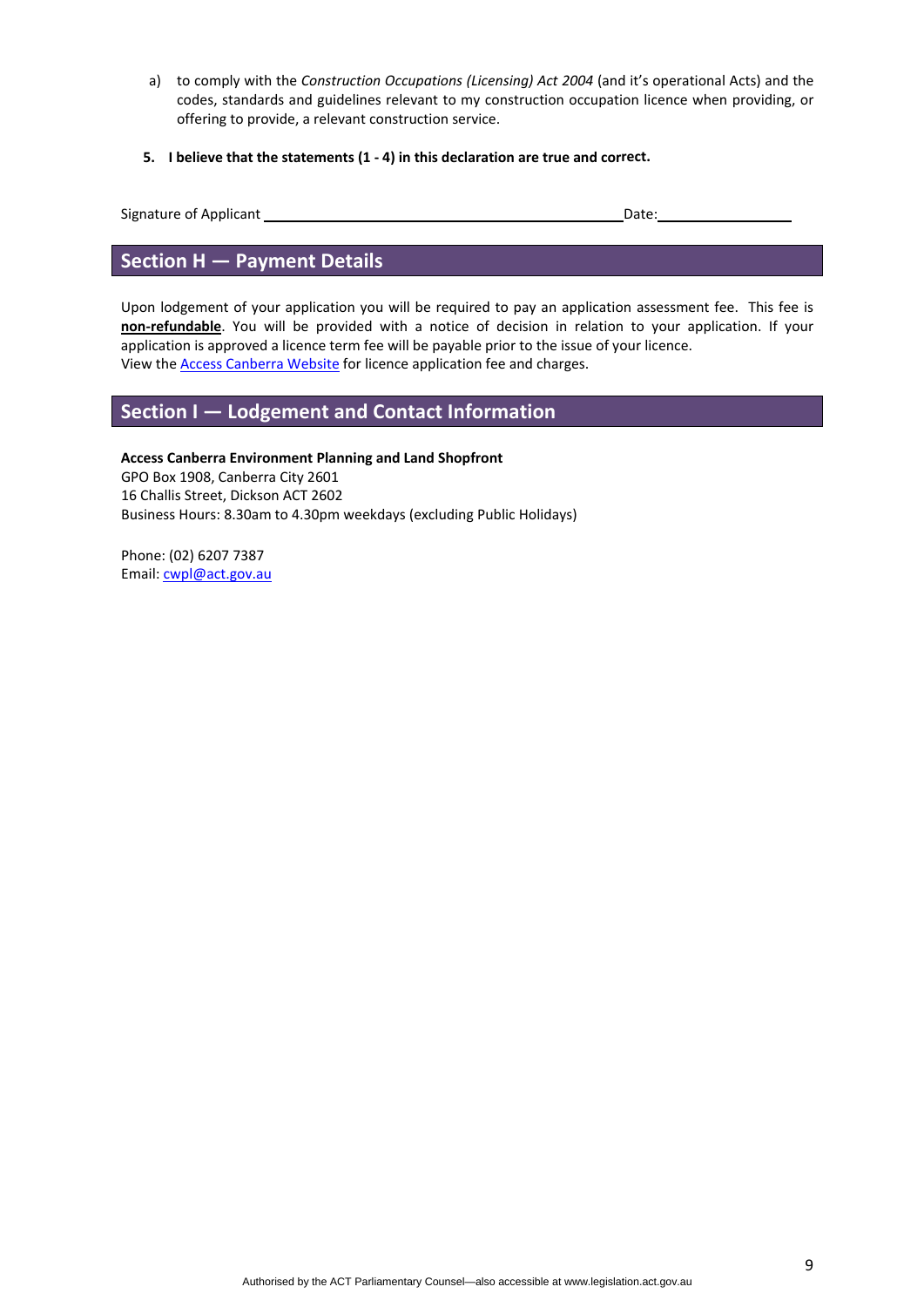a) to comply with the *Construction Occupations (Licensing) Act 2004* (and it's operational Acts) and the codes, standards and guidelines relevant to my construction occupation licence when providing, or offering to provide, a relevant construction service.

**5. I believe that the statements (1 - 4) in this declaration are true and correct.**

Signature of Applicant ______________________________ Date: ______________

## Section H — Payment Details

Upon lodgement of your application you will be required to pay an application assessment fee. This fee is **non-refundable**. You will be provided with a notice of decision in relation to your application. If your application is approved a licence term fee will be payable prior to the issue of your licence.
View the [Access Canberra Website] for licence application fee and charges.

## Section I — Lodgement and Contact Information

**Access Canberra Environment Planning and Land Shopfront**
GPO Box 1908, Canberra City 2601
16 Challis Street, Dickson ACT 2602
Business Hours: 8.30am to 4.30pm weekdays (excluding Public Holidays)

Phone: (02) 6207 7387
Email: cwpl@act.gov.au

Authorised by the ACT Parliamentary Counsel—also accessible at www.legislation.act.gov.au